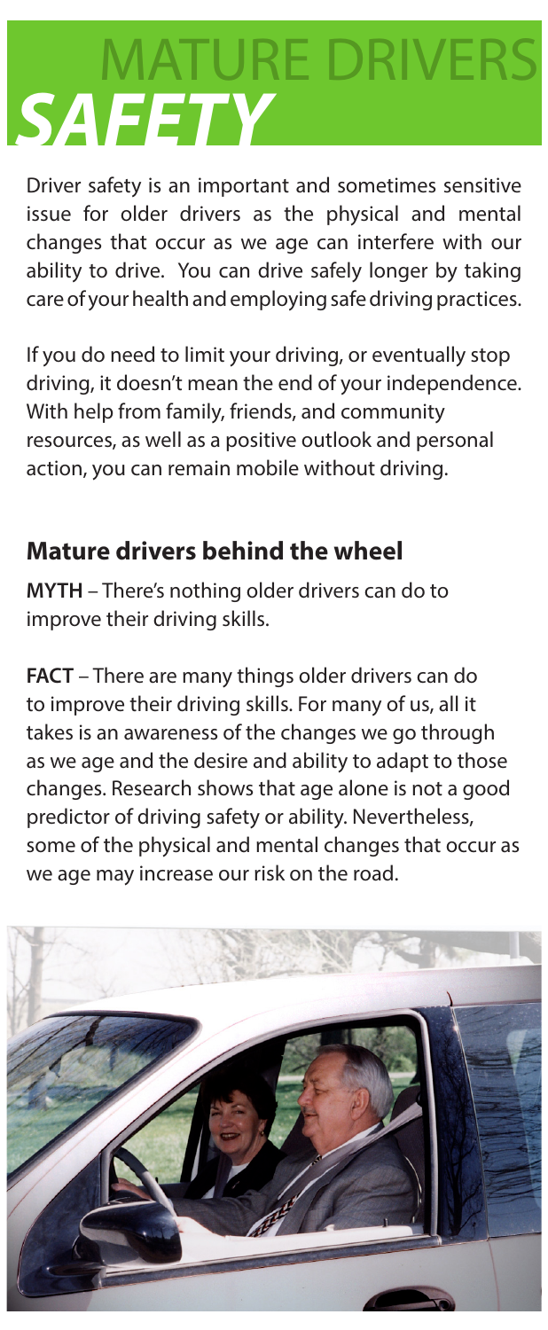# MATURE DRIVERS *SAFETY*

Driver safety is an important and sometimes sensitive issue for older drivers as the physical and mental changes that occur as we age can interfere with our ability to drive. You can drive safely longer by taking care of your health and employing safe driving practices.

If you do need to limit your driving, or eventually stop driving, it doesn't mean the end of your independence. With help from family, friends, and community resources, as well as a positive outlook and personal action, you can remain mobile without driving.

## Mature drivers behind the wheel

**MYTH** – There's nothing older drivers can do to improve their driving skills.

**FACT** – There are many things older drivers can do to improve their driving skills. For many of us, all it takes is an awareness of the changes we go through as we age and the desire and ability to adapt to those changes. Research shows that age alone is not a good predictor of driving safety or ability. Nevertheless, some of the physical and mental changes that occur as we age may increase our risk on the road.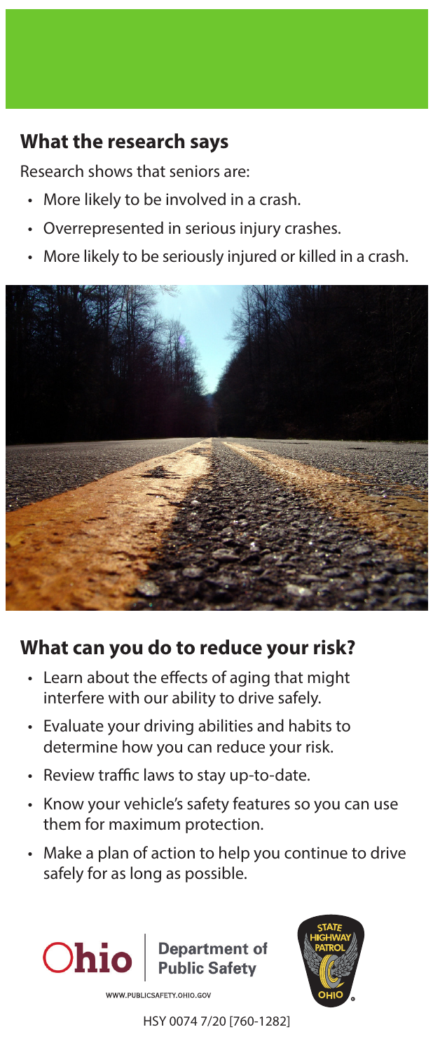## What the research says

Research shows that seniors are:

- More likely to be involved in a crash.
- Overrepresented in serious injury crashes.
- More likely to be seriously injured or killed in a crash.

## What can you do to reduce your risk?

- Learn about the effects of aging that might interfere with our ability to drive safely.
- Evaluate your driving abilities and habits to determine how you can reduce your risk.
- Review traffic laws to stay up-to-date.
- Know your vehicle's safety features so you can use them for maximum protection.
- Make a plan of action to help you continue to drive safely for as long as possible.

Ohio | Department of Public Safety

WWW.PUBLICSAFETY.OHIO.GOV

STATE HIGHWAY PATROL OHIO

HSY 0074 7/20 [760-1282]